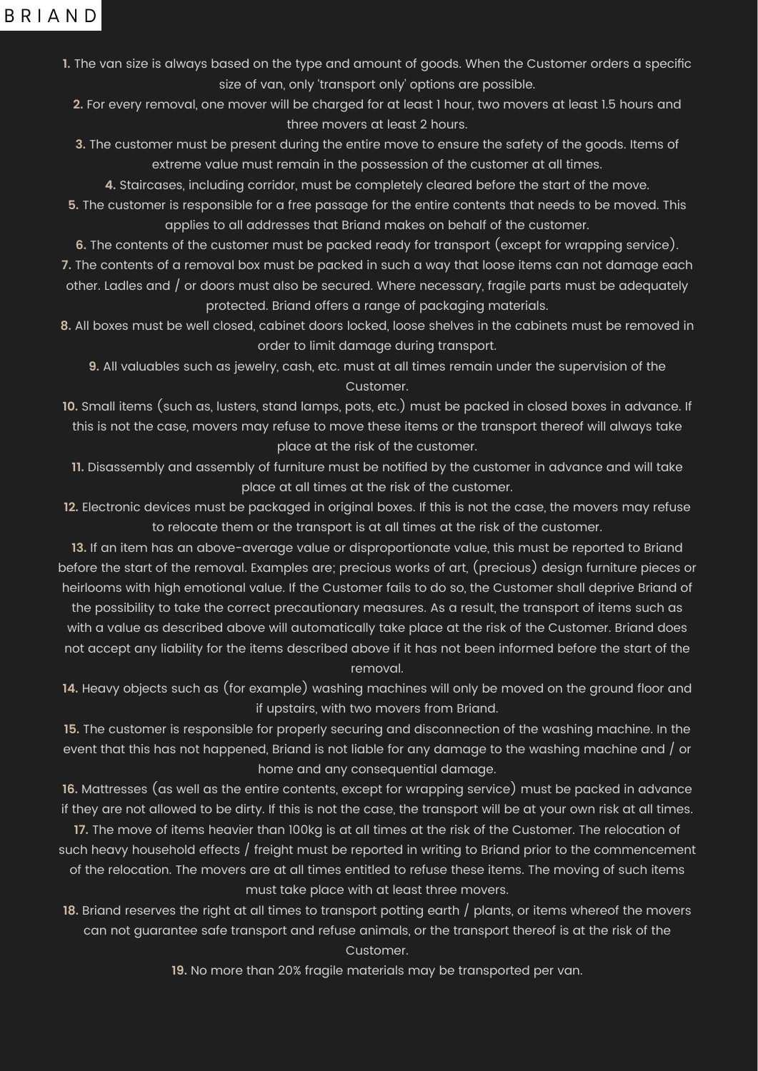BRIAND

1. The van size is always based on the type and amount of goods. When the Customer orders a specific size of van, only 'transport only' options are possible.
2. For every removal, one mover will be charged for at least 1 hour, two movers at least 1.5 hours and three movers at least 2 hours.
3. The customer must be present during the entire move to ensure the safety of the goods. Items of extreme value must remain in the possession of the customer at all times.
4. Staircases, including corridor, must be completely cleared before the start of the move.
5. The customer is responsible for a free passage for the entire contents that needs to be moved. This applies to all addresses that Briand makes on behalf of the customer.
6. The contents of the customer must be packed ready for transport (except for wrapping service).
7. The contents of a removal box must be packed in such a way that loose items can not damage each other. Ladles and / or doors must also be secured. Where necessary, fragile parts must be adequately protected. Briand offers a range of packaging materials.
8. All boxes must be well closed, cabinet doors locked, loose shelves in the cabinets must be removed in order to limit damage during transport.
9. All valuables such as jewelry, cash, etc. must at all times remain under the supervision of the Customer.
10. Small items (such as, lusters, stand lamps, pots, etc.) must be packed in closed boxes in advance. If this is not the case, movers may refuse to move these items or the transport thereof will always take place at the risk of the customer.
11. Disassembly and assembly of furniture must be notified by the customer in advance and will take place at all times at the risk of the customer.
12. Electronic devices must be packaged in original boxes. If this is not the case, the movers may refuse to relocate them or the transport is at all times at the risk of the customer.
13. If an item has an above-average value or disproportionate value, this must be reported to Briand before the start of the removal. Examples are; precious works of art, (precious) design furniture pieces or heirlooms with high emotional value. If the Customer fails to do so, the Customer shall deprive Briand of the possibility to take the correct precautionary measures. As a result, the transport of items such as with a value as described above will automatically take place at the risk of the Customer. Briand does not accept any liability for the items described above if it has not been informed before the start of the removal.
14. Heavy objects such as (for example) washing machines will only be moved on the ground floor and if upstairs, with two movers from Briand.
15. The customer is responsible for properly securing and disconnection of the washing machine. In the event that this has not happened, Briand is not liable for any damage to the washing machine and / or home and any consequential damage.
16. Mattresses (as well as the entire contents, except for wrapping service) must be packed in advance if they are not allowed to be dirty. If this is not the case, the transport will be at your own risk at all times.
17. The move of items heavier than 100kg is at all times at the risk of the Customer. The relocation of such heavy household effects / freight must be reported in writing to Briand prior to the commencement of the relocation. The movers are at all times entitled to refuse these items. The moving of such items must take place with at least three movers.
18. Briand reserves the right at all times to transport potting earth / plants, or items whereof the movers can not guarantee safe transport and refuse animals, or the transport thereof is at the risk of the Customer.
19. No more than 20% fragile materials may be transported per van.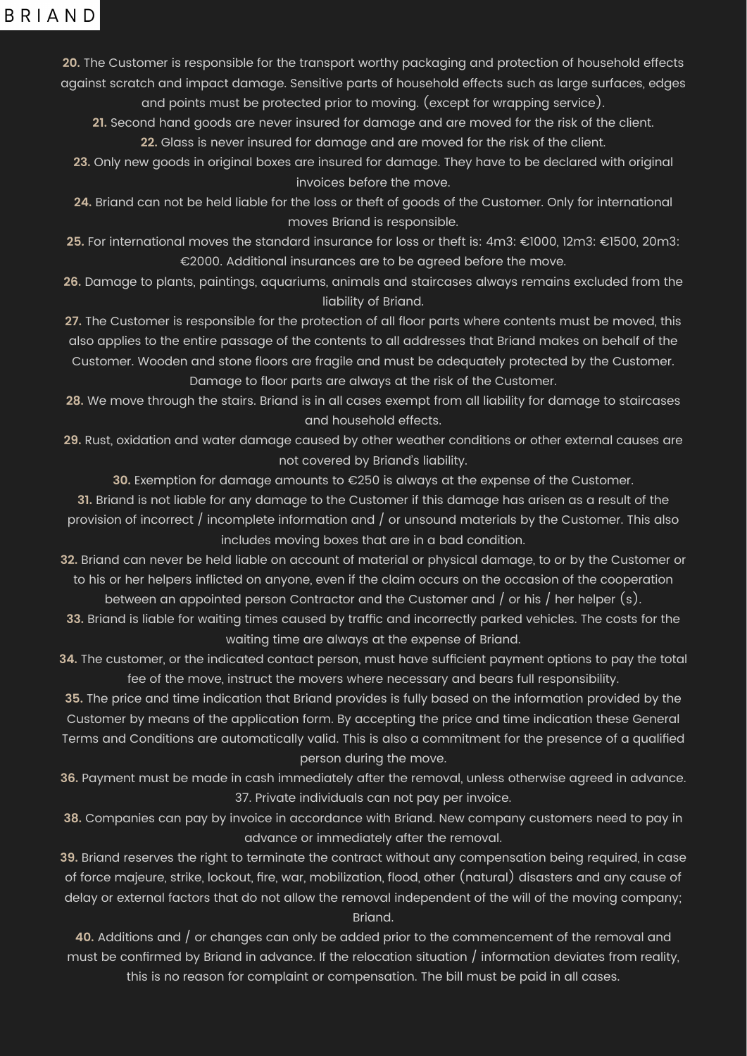**20.** The Customer is responsible for the transport worthy packaging and protection of household effects against scratch and impact damage. Sensitive parts of household effects such as large surfaces, edges and points must be protected prior to moving. (except for wrapping service).

**21.** Second hand goods are never insured for damage and are moved for the risk of the client.

**22.** Glass is never insured for damage and are moved for the risk of the client.

**23.** Only new goods in original boxes are insured for damage. They have to be declared with original invoices before the move.

**24.** Briand can not be held liable for the loss or theft of goods of the Customer. Only for international moves Briand is responsible.

**25.** For international moves the standard insurance for loss or theft is: 4m3: €1000, 12m3: €1500, 20m3: €2000. Additional insurances are to be agreed before the move.

**26.** Damage to plants, paintings, aquariums, animals and staircases always remains excluded from the liability of Briand.

**27.** The Customer is responsible for the protection of all floor parts where contents must be moved, this also applies to the entire passage of the contents to all addresses that Briand makes on behalf of the Customer. Wooden and stone floors are fragile and must be adequately protected by the Customer. Damage to floor parts are always at the risk of the Customer.

**28.** We move through the stairs. Briand is in all cases exempt from all liability for damage to staircases and household effects.

**29.** Rust, oxidation and water damage caused by other weather conditions or other external causes are not covered by Briand's liability.

**30.** Exemption for damage amounts to €250 is always at the expense of the Customer.

**31.** Briand is not liable for any damage to the Customer if this damage has arisen as a result of the provision of incorrect / incomplete information and / or unsound materials by the Customer. This also includes moving boxes that are in a bad condition.

**32.** Briand can never be held liable on account of material or physical damage, to or by the Customer or to his or her helpers inflicted on anyone, even if the claim occurs on the occasion of the cooperation between an appointed person Contractor and the Customer and / or his / her helper (s).

**33.** Briand is liable for waiting times caused by traffic and incorrectly parked vehicles. The costs for the waiting time are always at the expense of Briand.

**34.** The customer, or the indicated contact person, must have sufficient payment options to pay the total fee of the move, instruct the movers where necessary and bears full responsibility.

**35.** The price and time indication that Briand provides is fully based on the information provided by the Customer by means of the application form. By accepting the price and time indication these General Terms and Conditions are automatically valid. This is also a commitment for the presence of a qualified person during the move.

**36.** Payment must be made in cash immediately after the removal, unless otherwise agreed in advance. 37. Private individuals can not pay per invoice.

**38.** Companies can pay by invoice in accordance with Briand. New company customers need to pay in advance or immediately after the removal.

**39.** Briand reserves the right to terminate the contract without any compensation being required, in case of force majeure, strike, lockout, fire, war, mobilization, flood, other (natural) disasters and any cause of delay or external factors that do not allow the removal independent of the will of the moving company; Briand.

**40.** Additions and / or changes can only be added prior to the commencement of the removal and must be confirmed by Briand in advance. If the relocation situation / information deviates from reality, this is no reason for complaint or compensation. The bill must be paid in all cases.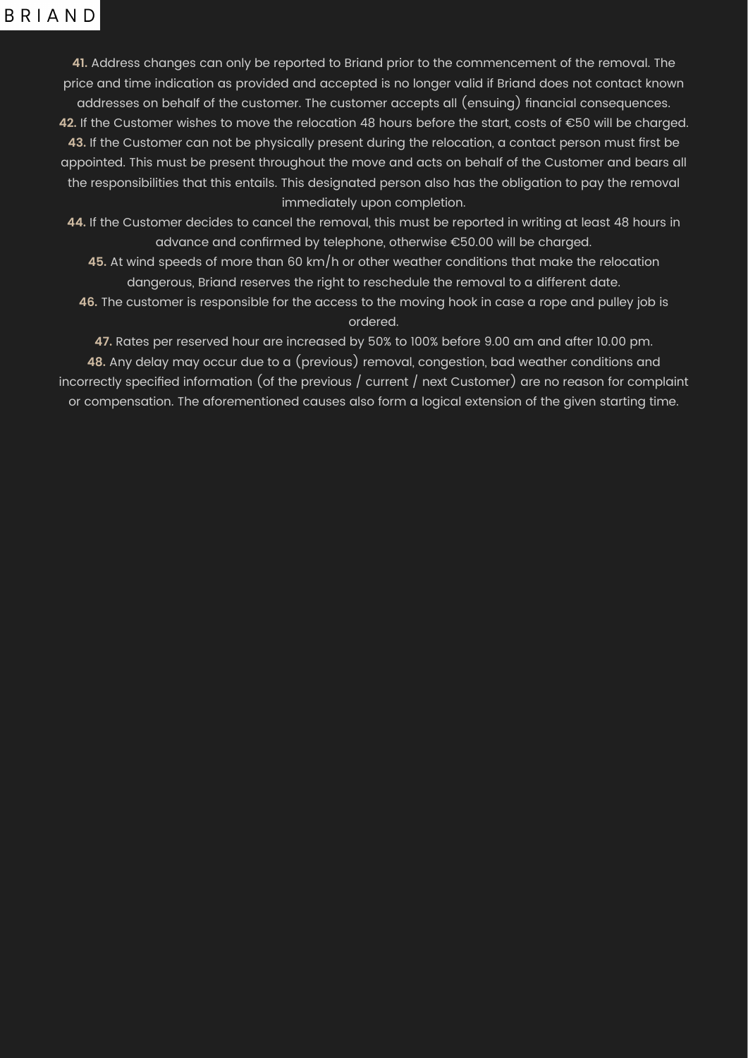**41.** Address changes can only be reported to Briand prior to the commencement of the removal. The price and time indication as provided and accepted is no longer valid if Briand does not contact known addresses on behalf of the customer. The customer accepts all (ensuing) financial consequences.

**42.** If the Customer wishes to move the relocation 48 hours before the start, costs of €50 will be charged.

**43.** If the Customer can not be physically present during the relocation, a contact person must first be appointed. This must be present throughout the move and acts on behalf of the Customer and bears all the responsibilities that this entails. This designated person also has the obligation to pay the removal immediately upon completion.

**44.** If the Customer decides to cancel the removal, this must be reported in writing at least 48 hours in advance and confirmed by telephone, otherwise €50.00 will be charged.

**45.** At wind speeds of more than 60 km/h or other weather conditions that make the relocation dangerous, Briand reserves the right to reschedule the removal to a different date.

**46.** The customer is responsible for the access to the moving hook in case a rope and pulley job is ordered.

**47.** Rates per reserved hour are increased by 50% to 100% before 9.00 am and after 10.00 pm.

**48.** Any delay may occur due to a (previous) removal, congestion, bad weather conditions and incorrectly specified information (of the previous / current / next Customer) are no reason for complaint or compensation. The aforementioned causes also form a logical extension of the given starting time.